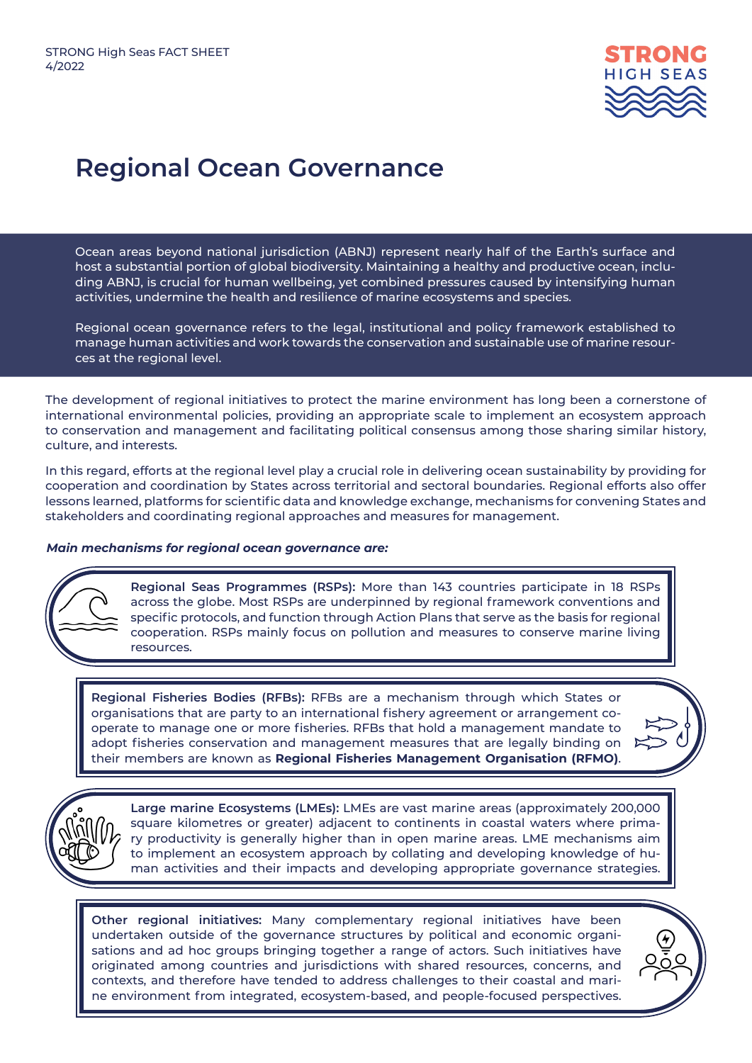# Regional Ocean Governance

Ocean areas beyond national jurisdiction (ABNJ) represent nearly half of the Earth's surface and host a substantial portion of global biodiversity. Maintaining a healthy and productive ocean, including ABNJ, is crucial for human wellbeing, yet combined pressures caused by intensifying human activities, undermine the health and resilience of marine ecosystems and species.

Regional ocean governance refers to the legal, institutional and policy framework established to manage human activities and work towards the conservation and sustainable use of marine resources at the regional level.

The development of regional initiatives to protect the marine environment has long been a cornerstone of international environmental policies, providing an appropriate scale to implement an ecosystem approach to conservation and management and facilitating political consensus among those sharing similar history, culture, and interests.

In this regard, efforts at the regional level play a crucial role in delivering ocean sustainability by providing for cooperation and coordination by States across territorial and sectoral boundaries. Regional efforts also offer lessons learned, platforms for scientific data and knowledge exchange, mechanisms for convening States and stakeholders and coordinating regional approaches and measures for management.

***Main mechanisms for regional ocean governance are:***

**Regional Seas Programmes (RSPs):** More than 143 countries participate in 18 RSPs across the globe. Most RSPs are underpinned by regional framework conventions and specific protocols, and function through Action Plans that serve as the basis for regional cooperation. RSPs mainly focus on pollution and measures to conserve marine living resources.

**Regional Fisheries Bodies (RFBs):** RFBs are a mechanism through which States or organisations that are party to an international fishery agreement or arrangement cooperate to manage one or more fisheries. RFBs that hold a management mandate to adopt fisheries conservation and management measures that are legally binding on their members are known as **Regional Fisheries Management Organisation (RFMO)**.

**Large marine Ecosystems (LMEs):** LMEs are vast marine areas (approximately 200,000 square kilometres or greater) adjacent to continents in coastal waters where primary productivity is generally higher than in open marine areas. LME mechanisms aim to implement an ecosystem approach by collating and developing knowledge of human activities and their impacts and developing appropriate governance strategies.

**Other regional initiatives:** Many complementary regional initiatives have been undertaken outside of the governance structures by political and economic organisations and ad hoc groups bringing together a range of actors. Such initiatives have originated among countries and jurisdictions with shared resources, concerns, and contexts, and therefore have tended to address challenges to their coastal and marine environment from integrated, ecosystem-based, and people-focused perspectives.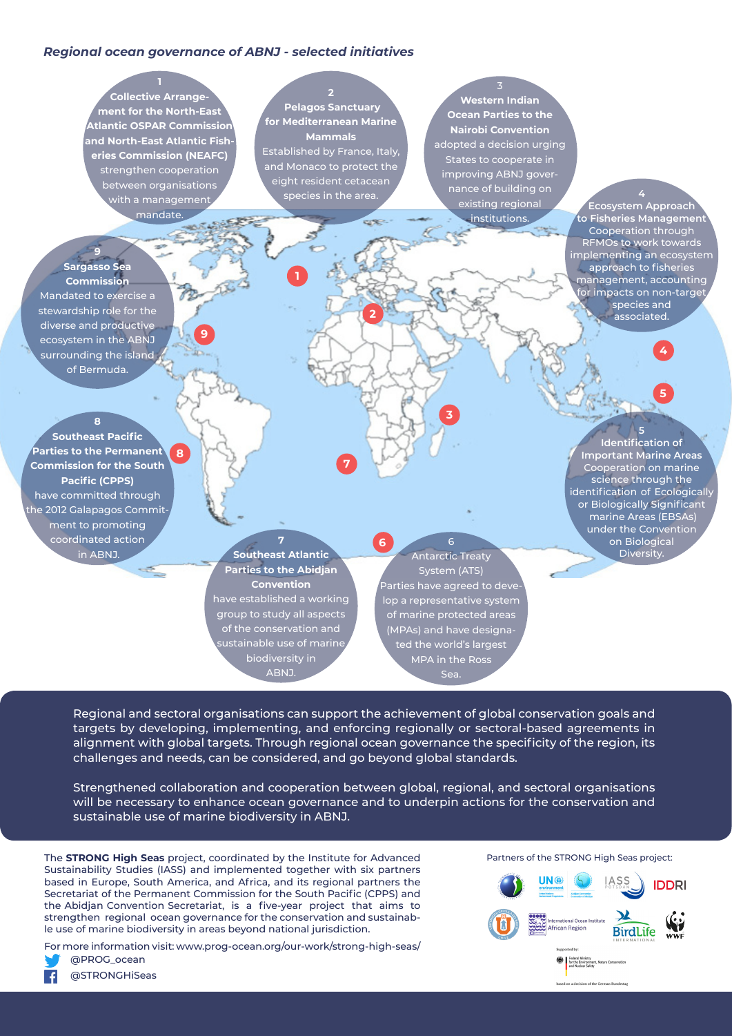*Regional ocean governance of ABNJ - selected initiatives*

**1**
**Collective Arrangement for the North-East Atlantic OSPAR Commission and North-East Atlantic Fisheries Commission (NEAFC)**
strengthen cooperation between organisations with a management mandate.

**2**
**Pelagos Sanctuary for Mediterranean Marine Mammals**
Established by France, Italy, and Monaco to protect the eight resident cetacean species in the area.

**3**
**Western Indian Ocean Parties to the Nairobi Convention**
adopted a decision urging States to cooperate in improving ABNJ governance of building on existing regional institutions.

**4**
**Ecosystem Approach to Fisheries Management**
Cooperation through RFMOs to work towards implementing an ecosystem approach to fisheries management, accounting for impacts on non-target species and associated.

**5**
**Identification of Important Marine Areas**
Cooperation on marine science through the identification of Ecologically or Biologically Significant marine Areas (EBSAs) under the Convention on Biological Diversity.

**6**
**Antarctic Treaty System (ATS)**
Parties have agreed to develop a representative system of marine protected areas (MPAs) and have designated the world's largest MPA in the Ross Sea.

**7**
**Southeast Atlantic Parties to the Abidjan Convention**
have established a working group to study all aspects of the conservation and sustainable use of marine biodiversity in ABNJ.

**8**
**Southeast Pacific Parties to the Permanent Commission for the South Pacific (CPPS)**
have committed through the 2012 Galapagos Commitment to promoting coordinated action in ABNJ.

**9**
**Sargasso Sea Commission**
Mandated to exercise a stewardship role for the diverse and productive ecosystem in the ABNJ surrounding the island of Bermuda.

Regional and sectoral organisations can support the achievement of global conservation goals and targets by developing, implementing, and enforcing regionally or sectoral-based agreements in alignment with global targets. Through regional ocean governance the specificity of the region, its challenges and needs, can be considered, and go beyond global standards.

Strengthened collaboration and cooperation between global, regional, and sectoral organisations will be necessary to enhance ocean governance and to underpin actions for the conservation and sustainable use of marine biodiversity in ABNJ.

The **STRONG High Seas** project, coordinated by the Institute for Advanced Sustainability Studies (IASS) and implemented together with six partners based in Europe, South America, and Africa, and its regional partners the Secretariat of the Permanent Commission for the South Pacific (CPPS) and the Abidjan Convention Secretariat, is a five-year project that aims to strengthen regional ocean governance for the conservation and sustainable use of marine biodiversity in areas beyond national jurisdiction.

For more information visit: www.prog-ocean.org/our-work/strong-high-seas/

@PROG_ocean

@STRONGHiSeas

Partners of the STRONG High Seas project:

UN environment — IASS — IDDRI — International Ocean Institute African Region — BirdLife International — WWF

Supported by: Federal Ministry for the Environment, Nature Conservation and Nuclear Safety

based on a decision of the German Bundestag